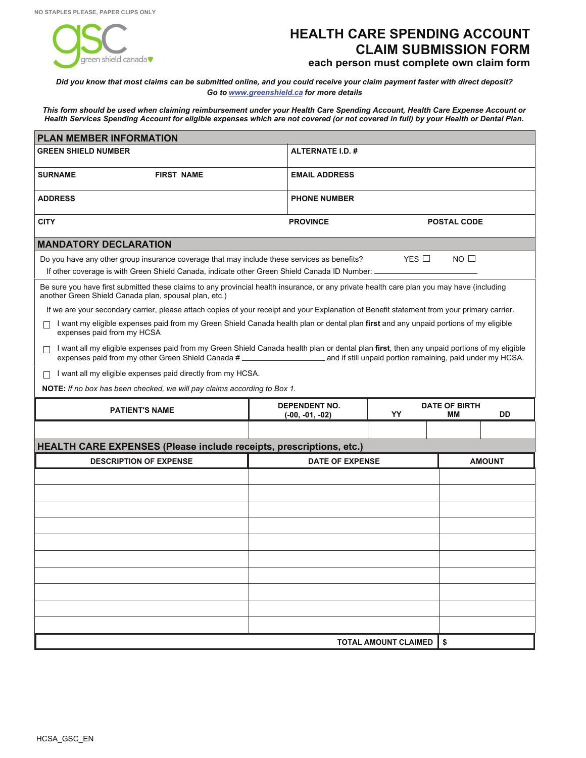NO STAPLES PLEASE, PAPER CLIPS ONLY

gsc green shield canada

# HEALTH CARE SPENDING ACCOUNT CLAIM SUBMISSION FORM

**each person must complete own claim form**

***Did you know that most claims can be submitted online, and you could receive your claim payment faster with direct deposit? Go to www.greenshield.ca for more details***

***This form should be used when claiming reimbursement under your Health Care Spending Account, Health Care Expense Account or Health Services Spending Account for eligible expenses which are not covered (or not covered in full) by your Health or Dental Plan.***

## PLAN MEMBER INFORMATION

| | |
|---|---|
| **GREEN SHIELD NUMBER** | **ALTERNATE I.D. #** |
| **SURNAME** **FIRST NAME** | **EMAIL ADDRESS** |
| **ADDRESS** | **PHONE NUMBER** |
| **CITY** | **PROVINCE** **POSTAL CODE** |

## MANDATORY DECLARATION

Do you have any other group insurance coverage that may include these services as benefits? YES ☐ NO ☐

If other coverage is with Green Shield Canada, indicate other Green Shield Canada ID Number: ____________________

Be sure you have first submitted these claims to any provincial health insurance, or any private health care plan you may have (including another Green Shield Canada plan, spousal plan, etc.)

If we are your secondary carrier, please attach copies of your receipt and your Explanation of Benefit statement from your primary carrier.

☐ I want my eligible expenses paid from my Green Shield Canada health plan or dental plan **first** and any unpaid portions of my eligible expenses paid from my HCSA

☐ I want all my eligible expenses paid from my Green Shield Canada health plan or dental plan **first**, then any unpaid portions of my eligible expenses paid from my other Green Shield Canada # ____________________ and if still unpaid portion remaining, paid under my HCSA.

☐ I want all my eligible expenses paid directly from my HCSA.

**NOTE:** *If no box has been checked, we will pay claims according to Box 1.*

| PATIENT'S NAME | DEPENDENT NO. (-00, -01, -02) | DATE OF BIRTH YY | MM | DD |
|---|---|---|---|---|
| | | | | |

## HEALTH CARE EXPENSES (Please include receipts, prescriptions, etc.)

| DESCRIPTION OF EXPENSE | DATE OF EXPENSE | AMOUNT |
|---|---|---|
| | | |
| | | |
| | | |
| | | |
| | | |
| | | |
| | | |
| | | |
| | | |
| | | |
| | **TOTAL AMOUNT CLAIMED** | **$** |

HCSA_GSC_EN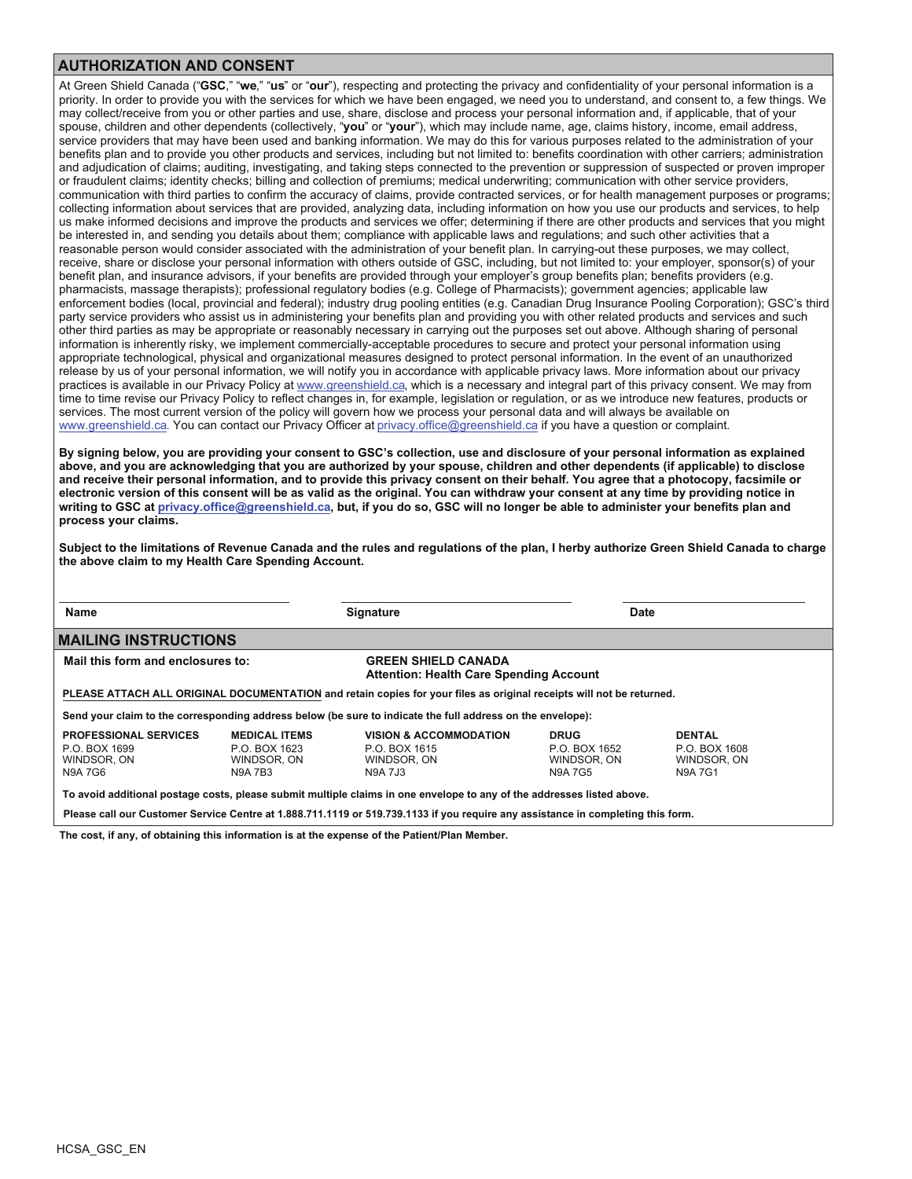## AUTHORIZATION AND CONSENT

At Green Shield Canada ("**GSC**," "**we**," "**us**" or "**our**"), respecting and protecting the privacy and confidentiality of your personal information is a priority. In order to provide you with the services for which we have been engaged, we need you to understand, and consent to, a few things. We may collect/receive from you or other parties and use, share, disclose and process your personal information and, if applicable, that of your spouse, children and other dependents (collectively, "**you**" or "**your**"), which may include name, age, claims history, income, email address, service providers that may have been used and banking information. We may do this for various purposes related to the administration of your benefits plan and to provide you other products and services, including but not limited to: benefits coordination with other carriers; administration and adjudication of claims; auditing, investigating, and taking steps connected to the prevention or suppression of suspected or proven improper or fraudulent claims; identity checks; billing and collection of premiums; medical underwriting; communication with other service providers, communication with third parties to confirm the accuracy of claims, provide contracted services, or for health management purposes or programs; collecting information about services that are provided, analyzing data, including information on how you use our products and services, to help us make informed decisions and improve the products and services we offer; determining if there are other products and services that you might be interested in, and sending you details about them; compliance with applicable laws and regulations; and such other activities that a reasonable person would consider associated with the administration of your benefit plan. In carrying-out these purposes, we may collect, receive, share or disclose your personal information with others outside of GSC, including, but not limited to: your employer, sponsor(s) of your benefit plan, and insurance advisors, if your benefits are provided through your employer's group benefits plan; benefits providers (e.g. pharmacists, massage therapists); professional regulatory bodies (e.g. College of Pharmacists); government agencies; applicable law enforcement bodies (local, provincial and federal); industry drug pooling entities (e.g. Canadian Drug Insurance Pooling Corporation); GSC's third party service providers who assist us in administering your benefits plan and providing you with other related products and services and such other third parties as may be appropriate or reasonably necessary in carrying out the purposes set out above. Although sharing of personal information is inherently risky, we implement commercially-acceptable procedures to secure and protect your personal information using appropriate technological, physical and organizational measures designed to protect personal information. In the event of an unauthorized release by us of your personal information, we will notify you in accordance with applicable privacy laws. More information about our privacy practices is available in our Privacy Policy at www.greenshield.ca, which is a necessary and integral part of this privacy consent. We may from time to time revise our Privacy Policy to reflect changes in, for example, legislation or regulation, or as we introduce new features, products or services. The most current version of the policy will govern how we process your personal data and will always be available on www.greenshield.ca. You can contact our Privacy Officer at privacy.office@greenshield.ca if you have a question or complaint.

**By signing below, you are providing your consent to GSC's collection, use and disclosure of your personal information as explained above, and you are acknowledging that you are authorized by your spouse, children and other dependents (if applicable) to disclose and receive their personal information, and to provide this privacy consent on their behalf. You agree that a photocopy, facsimile or electronic version of this consent will be as valid as the original. You can withdraw your consent at any time by providing notice in writing to GSC at privacy.office@greenshield.ca, but, if you do so, GSC will no longer be able to administer your benefits plan and process your claims.**

**Subject to the limitations of Revenue Canada and the rules and regulations of the plan, I herby authorize Green Shield Canada to charge the above claim to my Health Care Spending Account.**

| Name | Signature | Date |
| --- | --- | --- |
| | | |

## MAILING INSTRUCTIONS

**Mail this form and enclosures to:** **GREEN SHIELD CANADA**
**Attention: Health Care Spending Account**

**PLEASE ATTACH ALL ORIGINAL DOCUMENTATION and retain copies for your files as original receipts will not be returned.**

**Send your claim to the corresponding address below (be sure to indicate the full address on the envelope):**

| PROFESSIONAL SERVICES | MEDICAL ITEMS | VISION & ACCOMMODATION | DRUG | DENTAL |
| --- | --- | --- | --- | --- |
| P.O. BOX 1699<br>WINDSOR, ON<br>N9A 7G6 | P.O. BOX 1623<br>WINDSOR, ON<br>N9A 7B3 | P.O. BOX 1615<br>WINDSOR, ON<br>N9A 7J3 | P.O. BOX 1652<br>WINDSOR, ON<br>N9A 7G5 | P.O. BOX 1608<br>WINDSOR, ON<br>N9A 7G1 |

**To avoid additional postage costs, please submit multiple claims in one envelope to any of the addresses listed above.**

**Please call our Customer Service Centre at 1.888.711.1119 or 519.739.1133 if you require any assistance in completing this form.**

**The cost, if any, of obtaining this information is at the expense of the Patient/Plan Member.**

HCSA_GSC_EN